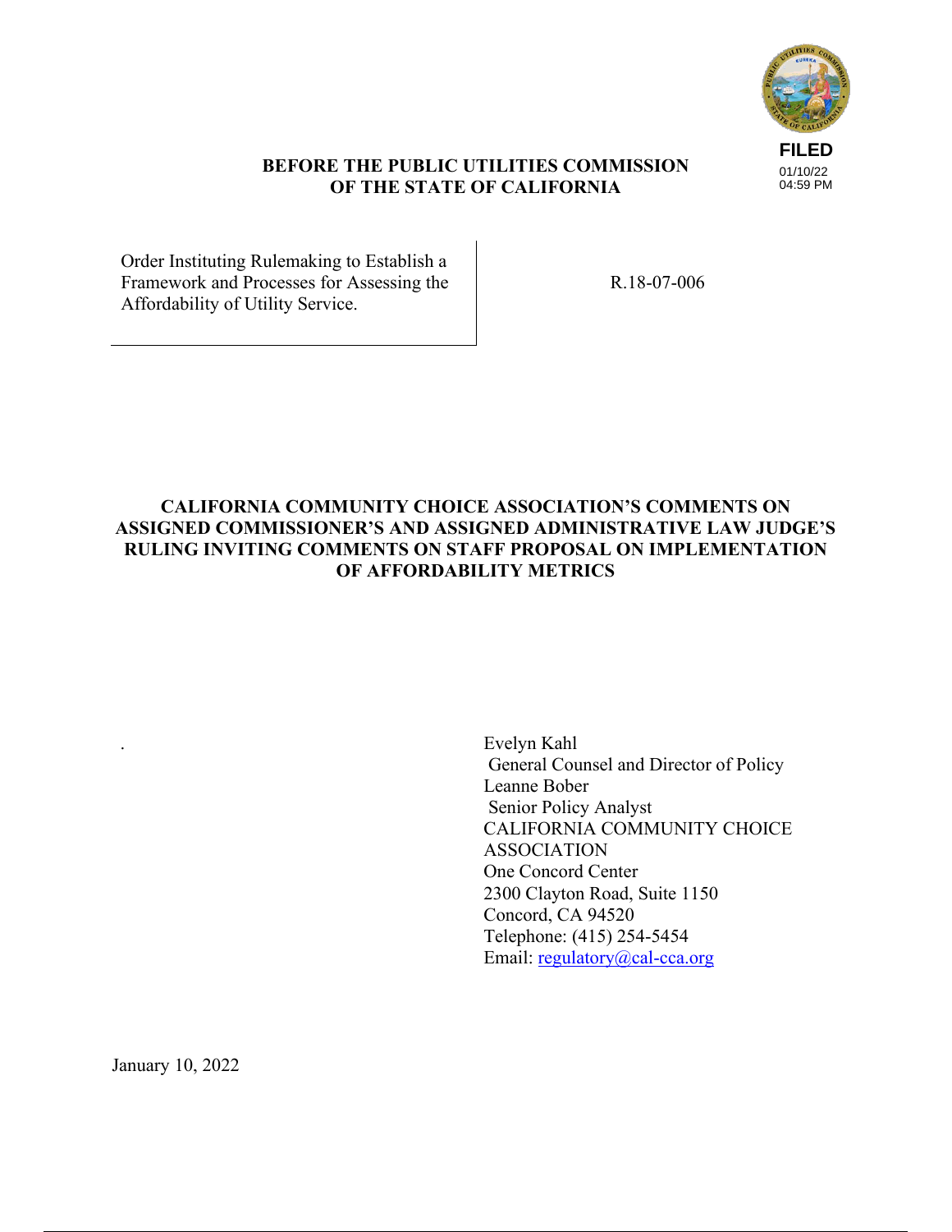FILED
01/10/22
04:59 PM

**BEFORE THE PUBLIC UTILITIES COMMISSION OF THE STATE OF CALIFORNIA**

| | |
|---|---|
| Order Instituting Rulemaking to Establish a Framework and Processes for Assessing the Affordability of Utility Service. | R.18-07-006 |

**CALIFORNIA COMMUNITY CHOICE ASSOCIATION'S COMMENTS ON ASSIGNED COMMISSIONER'S AND ASSIGNED ADMINISTRATIVE LAW JUDGE'S RULING INVITING COMMENTS ON STAFF PROPOSAL ON IMPLEMENTATION OF AFFORDABILITY METRICS**

Evelyn Kahl
General Counsel and Director of Policy
Leanne Bober
Senior Policy Analyst
CALIFORNIA COMMUNITY CHOICE ASSOCIATION
One Concord Center
2300 Clayton Road, Suite 1150
Concord, CA 94520
Telephone: (415) 254-5454
Email: regulatory@cal-cca.org

January 10, 2022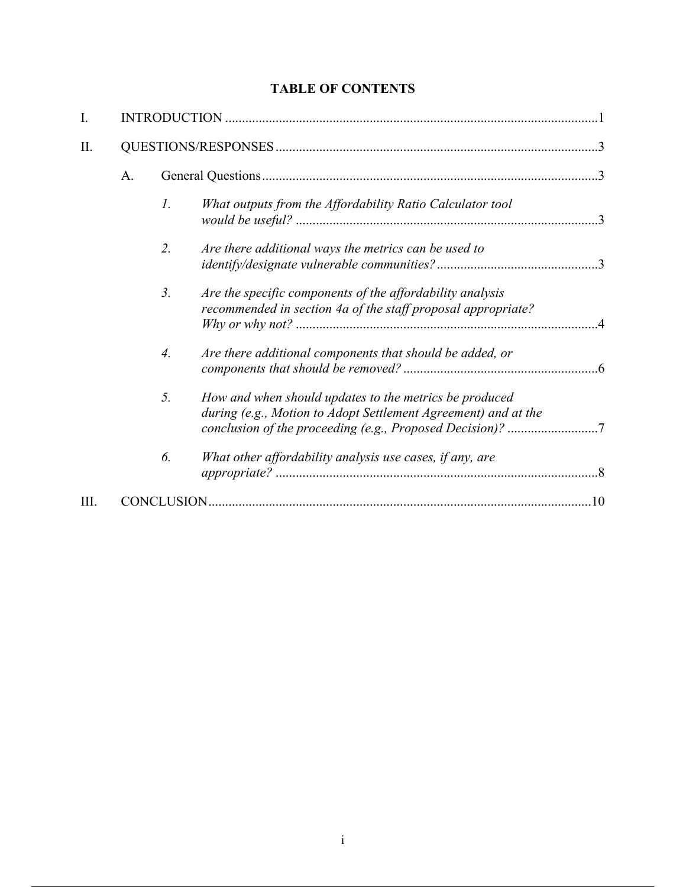# TABLE OF CONTENTS

I. INTRODUCTION ............................................................................................................1

II. QUESTIONS/RESPONSES ..............................................................................................3

&nbsp;&nbsp;&nbsp;&nbsp;A. General Questions ...................................................................................................3

&nbsp;&nbsp;&nbsp;&nbsp;&nbsp;&nbsp;&nbsp;&nbsp;*1. What outputs from the Affordability Ratio Calculator tool would be useful?* ..........................................................................................3

&nbsp;&nbsp;&nbsp;&nbsp;&nbsp;&nbsp;&nbsp;&nbsp;*2. Are there additional ways the metrics can be used to identify/designate vulnerable communities?* ................................................3

&nbsp;&nbsp;&nbsp;&nbsp;&nbsp;&nbsp;&nbsp;&nbsp;*3. Are the specific components of the affordability analysis recommended in section 4a of the staff proposal appropriate? Why or why not?* ..........................................................................................4

&nbsp;&nbsp;&nbsp;&nbsp;&nbsp;&nbsp;&nbsp;&nbsp;*4. Are there additional components that should be added, or components that should be removed?* ..........................................................6

&nbsp;&nbsp;&nbsp;&nbsp;&nbsp;&nbsp;&nbsp;&nbsp;*5. How and when should updates to the metrics be produced during (e.g., Motion to Adopt Settlement Agreement) and at the conclusion of the proceeding (e.g., Proposed Decision)?* ..........................7

&nbsp;&nbsp;&nbsp;&nbsp;&nbsp;&nbsp;&nbsp;&nbsp;*6. What other affordability analysis use cases, if any, are appropriate?* ................................................................................................8

III. CONCLUSION ..................................................................................................................10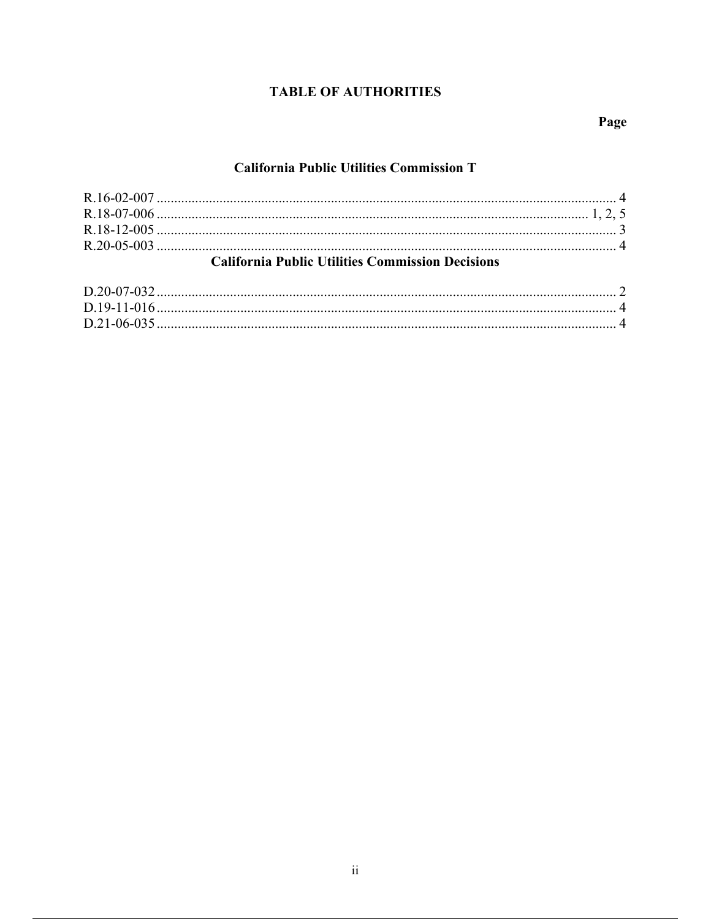# TABLE OF AUTHORITIES

**Page**

## California Public Utilities Commission T

R.16-02-007 .......................................................................................................................... 4
R.18-07-006 .......................................................................................................................... 1, 2, 5
R.18-12-005 .......................................................................................................................... 3
R.20-05-003 .......................................................................................................................... 4

## California Public Utilities Commission Decisions

D.20-07-032 .......................................................................................................................... 2
D.19-11-016 .......................................................................................................................... 4
D.21-06-035 .......................................................................................................................... 4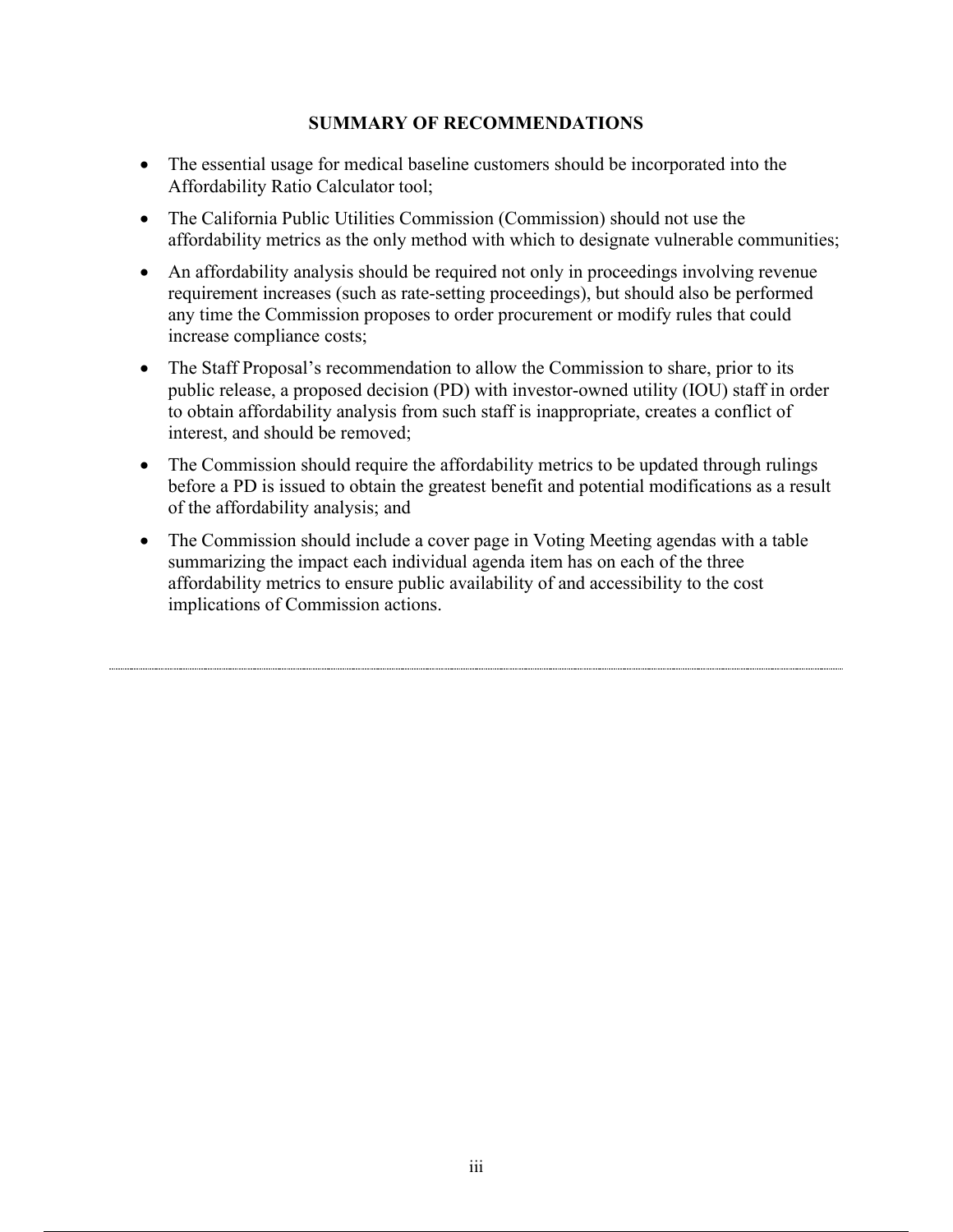## SUMMARY OF RECOMMENDATIONS

- The essential usage for medical baseline customers should be incorporated into the Affordability Ratio Calculator tool;
- The California Public Utilities Commission (Commission) should not use the affordability metrics as the only method with which to designate vulnerable communities;
- An affordability analysis should be required not only in proceedings involving revenue requirement increases (such as rate-setting proceedings), but should also be performed any time the Commission proposes to order procurement or modify rules that could increase compliance costs;
- The Staff Proposal's recommendation to allow the Commission to share, prior to its public release, a proposed decision (PD) with investor-owned utility (IOU) staff in order to obtain affordability analysis from such staff is inappropriate, creates a conflict of interest, and should be removed;
- The Commission should require the affordability metrics to be updated through rulings before a PD is issued to obtain the greatest benefit and potential modifications as a result of the affordability analysis; and
- The Commission should include a cover page in Voting Meeting agendas with a table summarizing the impact each individual agenda item has on each of the three affordability metrics to ensure public availability of and accessibility to the cost implications of Commission actions.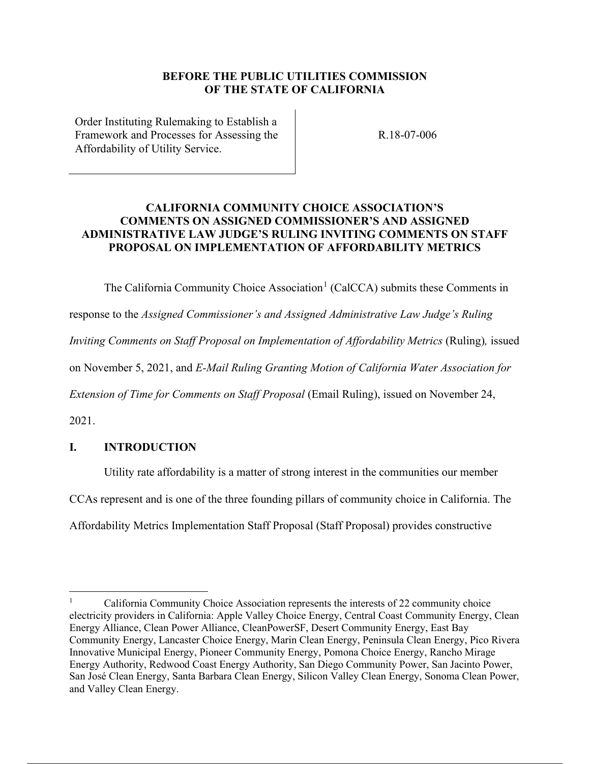**BEFORE THE PUBLIC UTILITIES COMMISSION OF THE STATE OF CALIFORNIA**

| Order Instituting Rulemaking to Establish a Framework and Processes for Assessing the Affordability of Utility Service. | R.18-07-006 |
|---|---|

**CALIFORNIA COMMUNITY CHOICE ASSOCIATION'S COMMENTS ON ASSIGNED COMMISSIONER'S AND ASSIGNED ADMINISTRATIVE LAW JUDGE'S RULING INVITING COMMENTS ON STAFF PROPOSAL ON IMPLEMENTATION OF AFFORDABILITY METRICS**

The California Community Choice Association[1] (CalCCA) submits these Comments in response to the *Assigned Commissioner's and Assigned Administrative Law Judge's Ruling Inviting Comments on Staff Proposal on Implementation of Affordability Metrics* (Ruling), issued on November 5, 2021, and *E-Mail Ruling Granting Motion of California Water Association for Extension of Time for Comments on Staff Proposal* (Email Ruling), issued on November 24, 2021.

## I. INTRODUCTION

Utility rate affordability is a matter of strong interest in the communities our member CCAs represent and is one of the three founding pillars of community choice in California. The Affordability Metrics Implementation Staff Proposal (Staff Proposal) provides constructive

[1] California Community Choice Association represents the interests of 22 community choice electricity providers in California: Apple Valley Choice Energy, Central Coast Community Energy, Clean Energy Alliance, Clean Power Alliance, CleanPowerSF, Desert Community Energy, East Bay Community Energy, Lancaster Choice Energy, Marin Clean Energy, Peninsula Clean Energy, Pico Rivera Innovative Municipal Energy, Pioneer Community Energy, Pomona Choice Energy, Rancho Mirage Energy Authority, Redwood Coast Energy Authority, San Diego Community Power, San Jacinto Power, San José Clean Energy, Santa Barbara Clean Energy, Silicon Valley Clean Energy, Sonoma Clean Power, and Valley Clean Energy.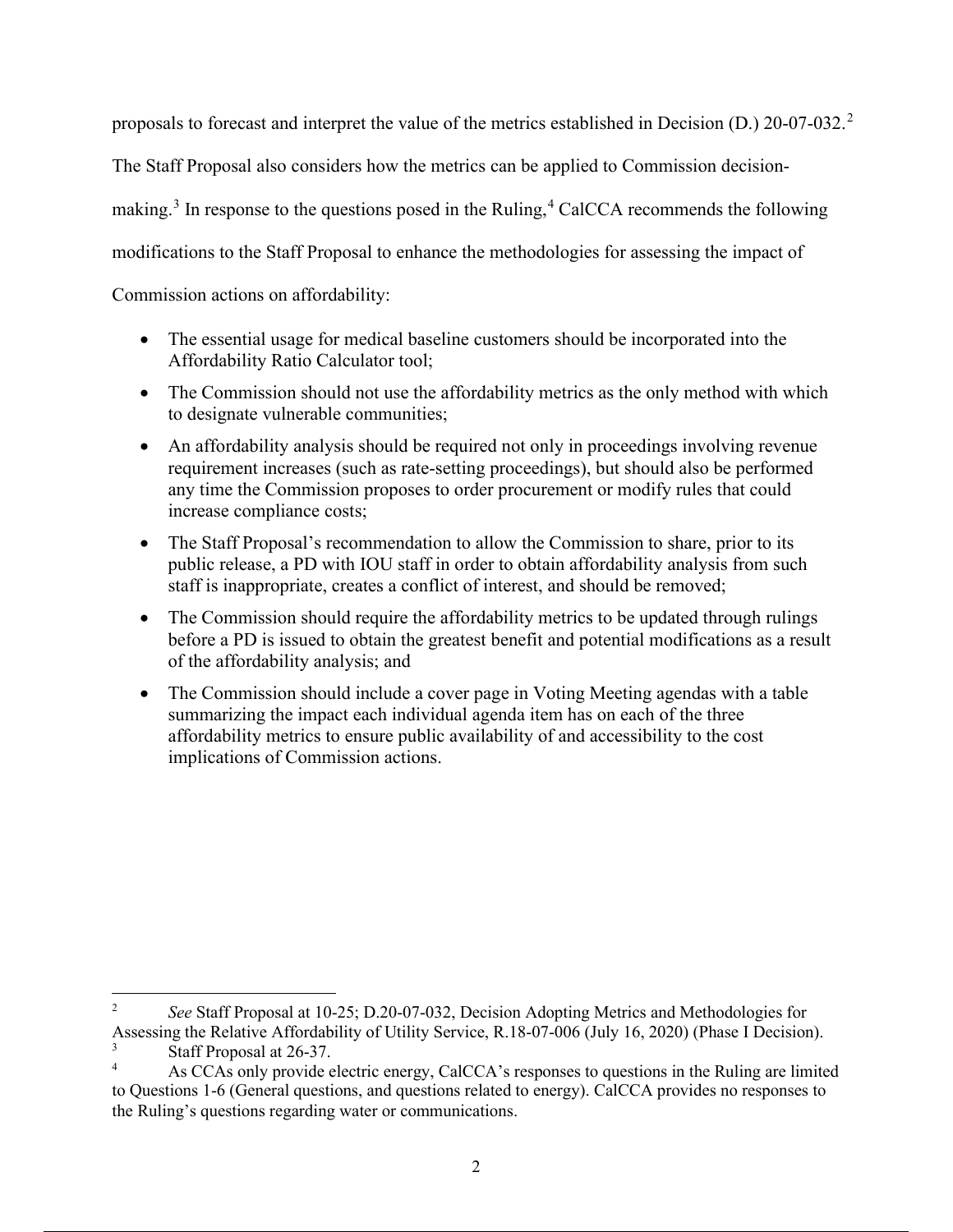proposals to forecast and interpret the value of the metrics established in Decision (D.) 20-07-032.[2] The Staff Proposal also considers how the metrics can be applied to Commission decision-making.[3] In response to the questions posed in the Ruling,[4] CalCCA recommends the following modifications to the Staff Proposal to enhance the methodologies for assessing the impact of Commission actions on affordability:

- The essential usage for medical baseline customers should be incorporated into the Affordability Ratio Calculator tool;
- The Commission should not use the affordability metrics as the only method with which to designate vulnerable communities;
- An affordability analysis should be required not only in proceedings involving revenue requirement increases (such as rate-setting proceedings), but should also be performed any time the Commission proposes to order procurement or modify rules that could increase compliance costs;
- The Staff Proposal's recommendation to allow the Commission to share, prior to its public release, a PD with IOU staff in order to obtain affordability analysis from such staff is inappropriate, creates a conflict of interest, and should be removed;
- The Commission should require the affordability metrics to be updated through rulings before a PD is issued to obtain the greatest benefit and potential modifications as a result of the affordability analysis; and
- The Commission should include a cover page in Voting Meeting agendas with a table summarizing the impact each individual agenda item has on each of the three affordability metrics to ensure public availability of and accessibility to the cost implications of Commission actions.

---

[2] *See* Staff Proposal at 10-25; D.20-07-032, Decision Adopting Metrics and Methodologies for Assessing the Relative Affordability of Utility Service, R.18-07-006 (July 16, 2020) (Phase I Decision).

[3] Staff Proposal at 26-37.

[4] As CCAs only provide electric energy, CalCCA's responses to questions in the Ruling are limited to Questions 1-6 (General questions, and questions related to energy). CalCCA provides no responses to the Ruling's questions regarding water or communications.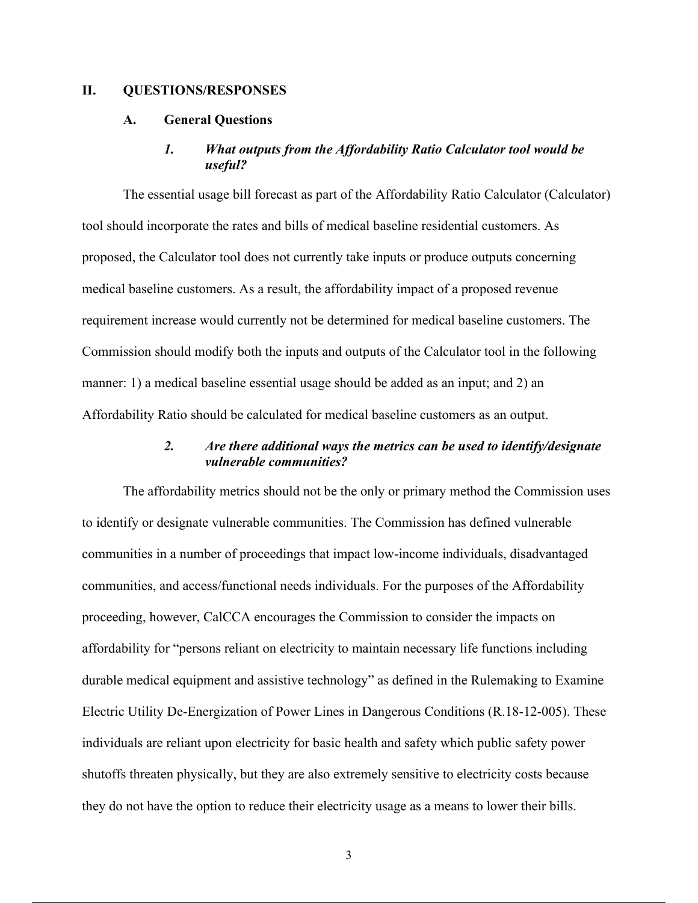## II. QUESTIONS/RESPONSES

### A. General Questions

#### *1. What outputs from the Affordability Ratio Calculator tool would be useful?*

The essential usage bill forecast as part of the Affordability Ratio Calculator (Calculator) tool should incorporate the rates and bills of medical baseline residential customers. As proposed, the Calculator tool does not currently take inputs or produce outputs concerning medical baseline customers. As a result, the affordability impact of a proposed revenue requirement increase would currently not be determined for medical baseline customers. The Commission should modify both the inputs and outputs of the Calculator tool in the following manner: 1) a medical baseline essential usage should be added as an input; and 2) an Affordability Ratio should be calculated for medical baseline customers as an output.

#### *2. Are there additional ways the metrics can be used to identify/designate vulnerable communities?*

The affordability metrics should not be the only or primary method the Commission uses to identify or designate vulnerable communities. The Commission has defined vulnerable communities in a number of proceedings that impact low-income individuals, disadvantaged communities, and access/functional needs individuals. For the purposes of the Affordability proceeding, however, CalCCA encourages the Commission to consider the impacts on affordability for "persons reliant on electricity to maintain necessary life functions including durable medical equipment and assistive technology" as defined in the Rulemaking to Examine Electric Utility De-Energization of Power Lines in Dangerous Conditions (R.18-12-005). These individuals are reliant upon electricity for basic health and safety which public safety power shutoffs threaten physically, but they are also extremely sensitive to electricity costs because they do not have the option to reduce their electricity usage as a means to lower their bills.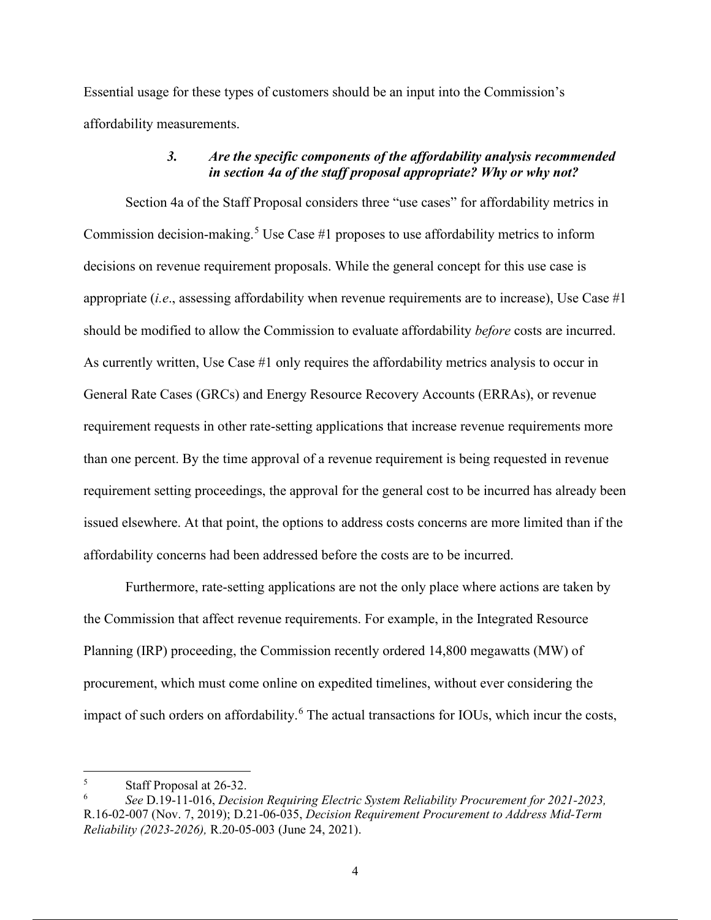Essential usage for these types of customers should be an input into the Commission's affordability measurements.

### *3. Are the specific components of the affordability analysis recommended in section 4a of the staff proposal appropriate? Why or why not?*

Section 4a of the Staff Proposal considers three "use cases" for affordability metrics in Commission decision-making.[5] Use Case #1 proposes to use affordability metrics to inform decisions on revenue requirement proposals. While the general concept for this use case is appropriate (*i.e*., assessing affordability when revenue requirements are to increase), Use Case #1 should be modified to allow the Commission to evaluate affordability *before* costs are incurred. As currently written, Use Case #1 only requires the affordability metrics analysis to occur in General Rate Cases (GRCs) and Energy Resource Recovery Accounts (ERRAs), or revenue requirement requests in other rate-setting applications that increase revenue requirements more than one percent. By the time approval of a revenue requirement is being requested in revenue requirement setting proceedings, the approval for the general cost to be incurred has already been issued elsewhere. At that point, the options to address costs concerns are more limited than if the affordability concerns had been addressed before the costs are to be incurred.

Furthermore, rate-setting applications are not the only place where actions are taken by the Commission that affect revenue requirements. For example, in the Integrated Resource Planning (IRP) proceeding, the Commission recently ordered 14,800 megawatts (MW) of procurement, which must come online on expedited timelines, without ever considering the impact of such orders on affordability.[6] The actual transactions for IOUs, which incur the costs,

---

[5] Staff Proposal at 26-32.

[6] *See* D.19-11-016, *Decision Requiring Electric System Reliability Procurement for 2021-2023,* R.16-02-007 (Nov. 7, 2019); D.21-06-035, *Decision Requirement Procurement to Address Mid-Term Reliability (2023-2026),* R.20-05-003 (June 24, 2021).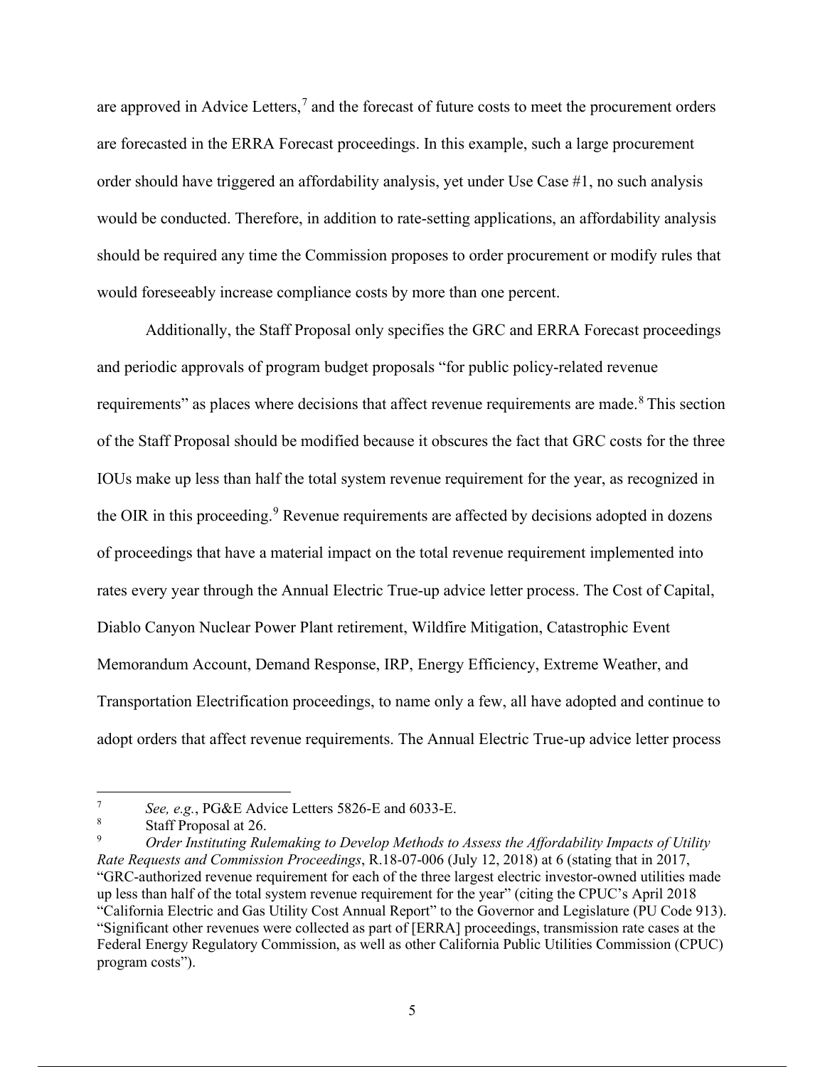are approved in Advice Letters,[7] and the forecast of future costs to meet the procurement orders are forecasted in the ERRA Forecast proceedings. In this example, such a large procurement order should have triggered an affordability analysis, yet under Use Case #1, no such analysis would be conducted. Therefore, in addition to rate-setting applications, an affordability analysis should be required any time the Commission proposes to order procurement or modify rules that would foreseeably increase compliance costs by more than one percent.

Additionally, the Staff Proposal only specifies the GRC and ERRA Forecast proceedings and periodic approvals of program budget proposals "for public policy-related revenue requirements" as places where decisions that affect revenue requirements are made.[8] This section of the Staff Proposal should be modified because it obscures the fact that GRC costs for the three IOUs make up less than half the total system revenue requirement for the year, as recognized in the OIR in this proceeding.[9] Revenue requirements are affected by decisions adopted in dozens of proceedings that have a material impact on the total revenue requirement implemented into rates every year through the Annual Electric True-up advice letter process. The Cost of Capital, Diablo Canyon Nuclear Power Plant retirement, Wildfire Mitigation, Catastrophic Event Memorandum Account, Demand Response, IRP, Energy Efficiency, Extreme Weather, and Transportation Electrification proceedings, to name only a few, all have adopted and continue to adopt orders that affect revenue requirements. The Annual Electric True-up advice letter process

---

[7] *See, e.g.*, PG&E Advice Letters 5826-E and 6033-E.

[8] Staff Proposal at 26.

[9] *Order Instituting Rulemaking to Develop Methods to Assess the Affordability Impacts of Utility Rate Requests and Commission Proceedings*, R.18-07-006 (July 12, 2018) at 6 (stating that in 2017, "GRC-authorized revenue requirement for each of the three largest electric investor-owned utilities made up less than half of the total system revenue requirement for the year" (citing the CPUC's April 2018 "California Electric and Gas Utility Cost Annual Report" to the Governor and Legislature (PU Code 913). "Significant other revenues were collected as part of [ERRA] proceedings, transmission rate cases at the Federal Energy Regulatory Commission, as well as other California Public Utilities Commission (CPUC) program costs").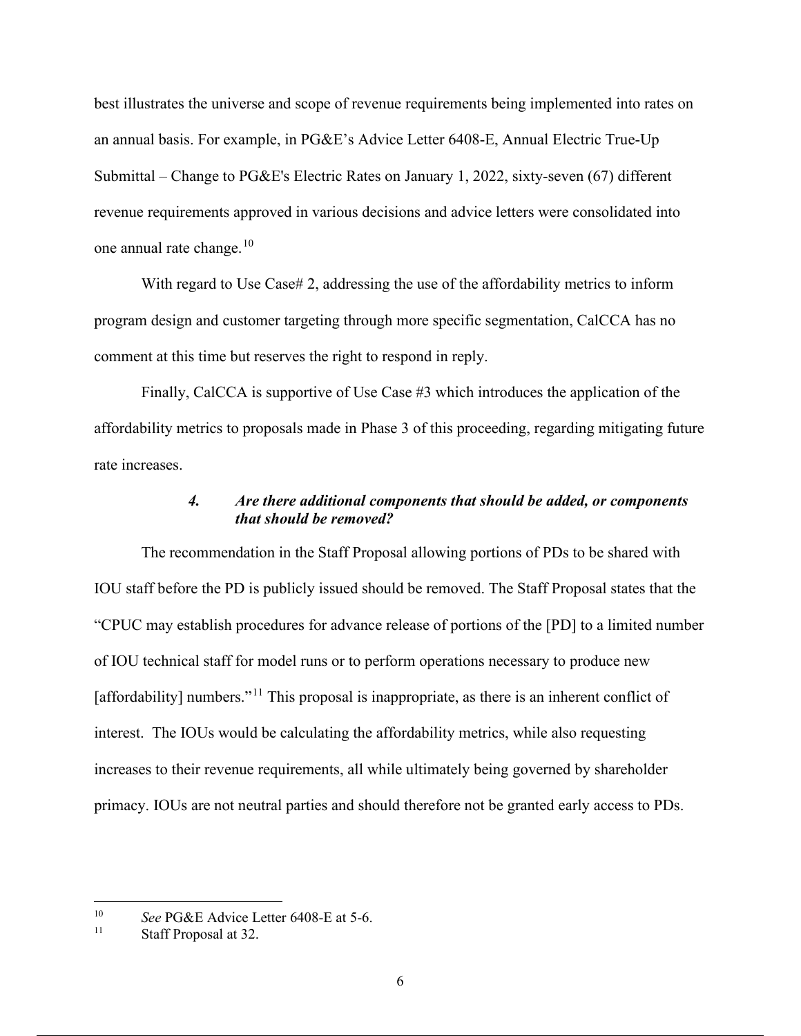best illustrates the universe and scope of revenue requirements being implemented into rates on an annual basis. For example, in PG&E's Advice Letter 6408-E, Annual Electric True-Up Submittal – Change to PG&E's Electric Rates on January 1, 2022, sixty-seven (67) different revenue requirements approved in various decisions and advice letters were consolidated into one annual rate change.[10]

With regard to Use Case# 2, addressing the use of the affordability metrics to inform program design and customer targeting through more specific segmentation, CalCCA has no comment at this time but reserves the right to respond in reply.

Finally, CalCCA is supportive of Use Case #3 which introduces the application of the affordability metrics to proposals made in Phase 3 of this proceeding, regarding mitigating future rate increases.

#### *4. Are there additional components that should be added, or components that should be removed?*

The recommendation in the Staff Proposal allowing portions of PDs to be shared with IOU staff before the PD is publicly issued should be removed. The Staff Proposal states that the "CPUC may establish procedures for advance release of portions of the [PD] to a limited number of IOU technical staff for model runs or to perform operations necessary to produce new [affordability] numbers."[11] This proposal is inappropriate, as there is an inherent conflict of interest. The IOUs would be calculating the affordability metrics, while also requesting increases to their revenue requirements, all while ultimately being governed by shareholder primacy. IOUs are not neutral parties and should therefore not be granted early access to PDs.

---

[10] *See* PG&E Advice Letter 6408-E at 5-6.

[11] Staff Proposal at 32.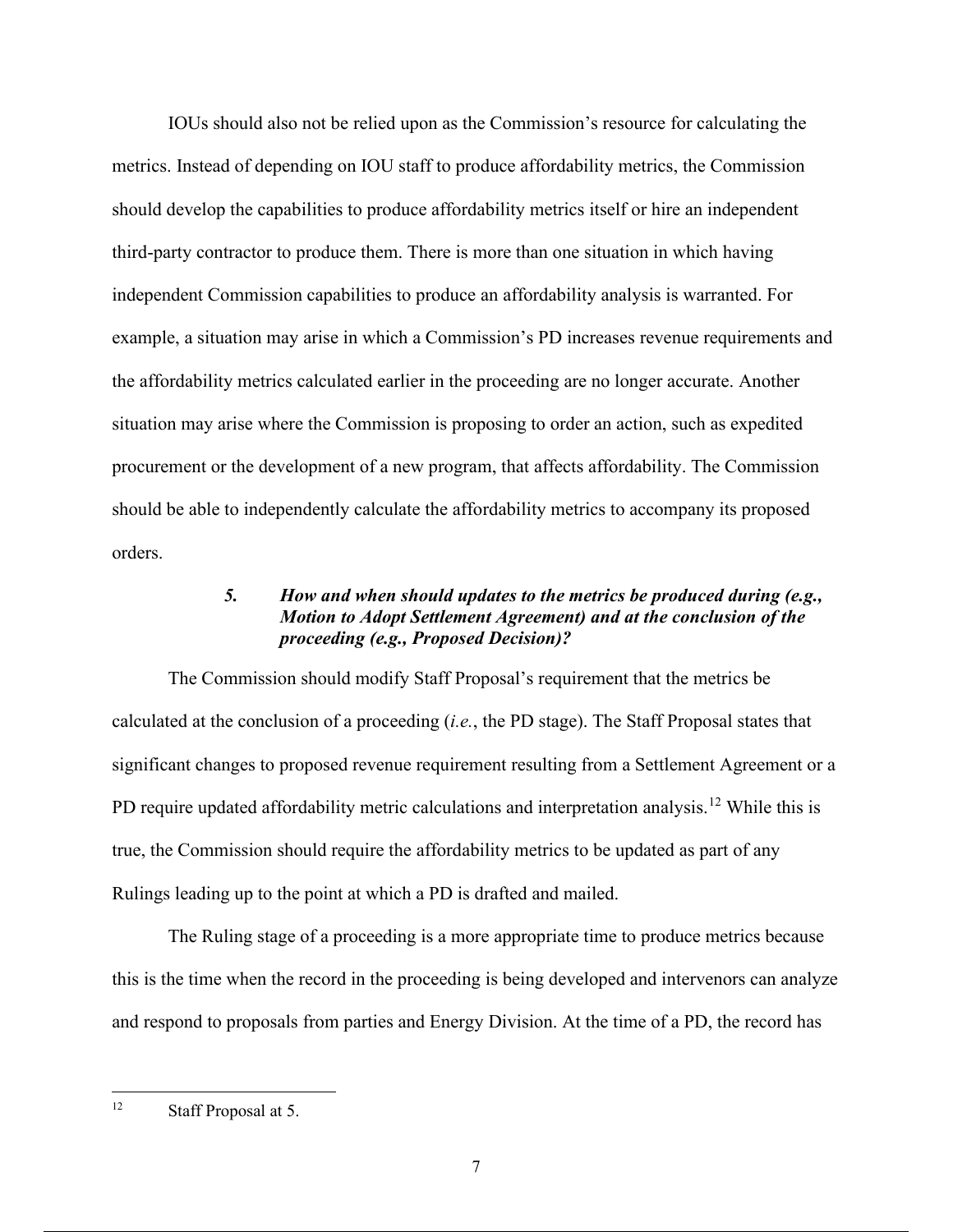IOUs should also not be relied upon as the Commission's resource for calculating the metrics. Instead of depending on IOU staff to produce affordability metrics, the Commission should develop the capabilities to produce affordability metrics itself or hire an independent third-party contractor to produce them. There is more than one situation in which having independent Commission capabilities to produce an affordability analysis is warranted. For example, a situation may arise in which a Commission's PD increases revenue requirements and the affordability metrics calculated earlier in the proceeding are no longer accurate. Another situation may arise where the Commission is proposing to order an action, such as expedited procurement or the development of a new program, that affects affordability. The Commission should be able to independently calculate the affordability metrics to accompany its proposed orders.

### *5. How and when should updates to the metrics be produced during (e.g., Motion to Adopt Settlement Agreement) and at the conclusion of the proceeding (e.g., Proposed Decision)?*

The Commission should modify Staff Proposal's requirement that the metrics be calculated at the conclusion of a proceeding (*i.e.*, the PD stage). The Staff Proposal states that significant changes to proposed revenue requirement resulting from a Settlement Agreement or a PD require updated affordability metric calculations and interpretation analysis.[12] While this is true, the Commission should require the affordability metrics to be updated as part of any Rulings leading up to the point at which a PD is drafted and mailed.

The Ruling stage of a proceeding is a more appropriate time to produce metrics because this is the time when the record in the proceeding is being developed and intervenors can analyze and respond to proposals from parties and Energy Division. At the time of a PD, the record has

---

[12] Staff Proposal at 5.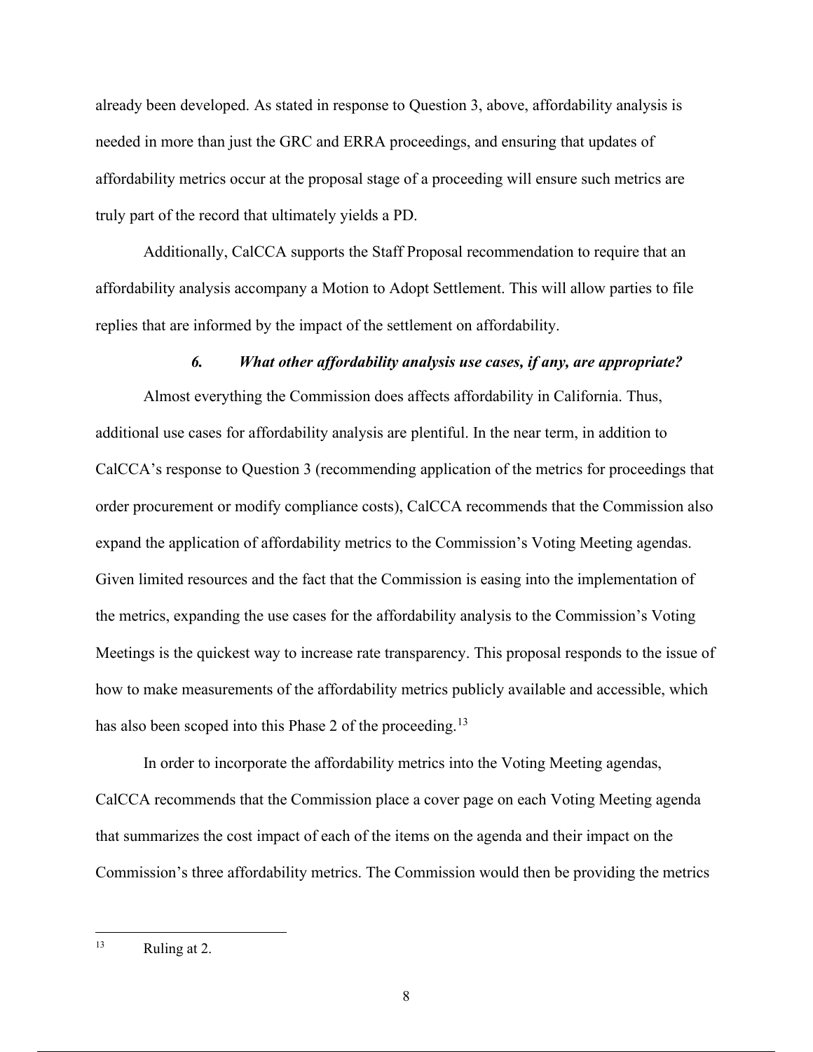already been developed. As stated in response to Question 3, above, affordability analysis is needed in more than just the GRC and ERRA proceedings, and ensuring that updates of affordability metrics occur at the proposal stage of a proceeding will ensure such metrics are truly part of the record that ultimately yields a PD.

Additionally, CalCCA supports the Staff Proposal recommendation to require that an affordability analysis accompany a Motion to Adopt Settlement. This will allow parties to file replies that are informed by the impact of the settlement on affordability.

#### *6. What other affordability analysis use cases, if any, are appropriate?*

Almost everything the Commission does affects affordability in California. Thus, additional use cases for affordability analysis are plentiful. In the near term, in addition to CalCCA's response to Question 3 (recommending application of the metrics for proceedings that order procurement or modify compliance costs), CalCCA recommends that the Commission also expand the application of affordability metrics to the Commission's Voting Meeting agendas. Given limited resources and the fact that the Commission is easing into the implementation of the metrics, expanding the use cases for the affordability analysis to the Commission's Voting Meetings is the quickest way to increase rate transparency. This proposal responds to the issue of how to make measurements of the affordability metrics publicly available and accessible, which has also been scoped into this Phase 2 of the proceeding.[13]

In order to incorporate the affordability metrics into the Voting Meeting agendas, CalCCA recommends that the Commission place a cover page on each Voting Meeting agenda that summarizes the cost impact of each of the items on the agenda and their impact on the Commission's three affordability metrics. The Commission would then be providing the metrics

---

[13] Ruling at 2.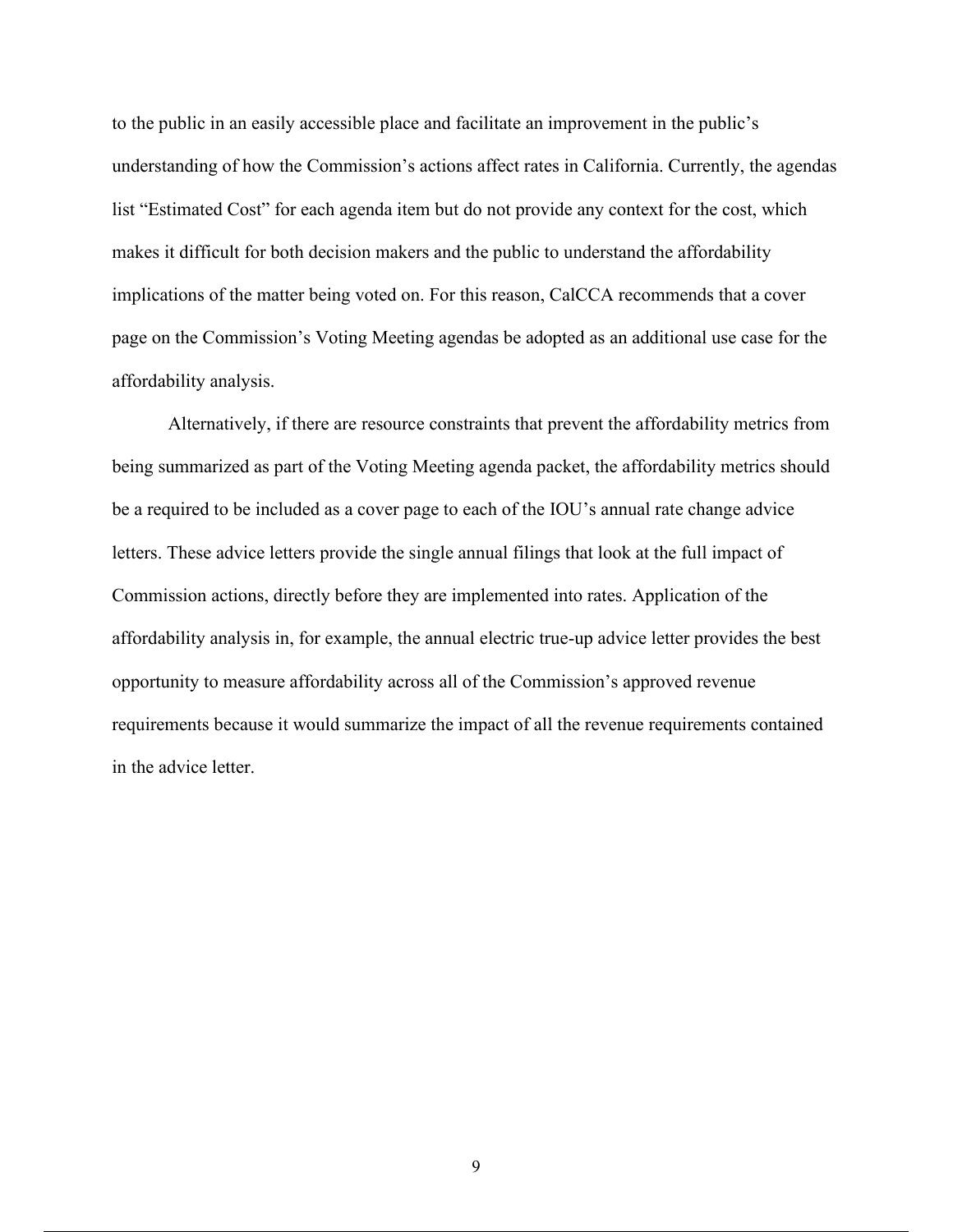to the public in an easily accessible place and facilitate an improvement in the public's understanding of how the Commission's actions affect rates in California. Currently, the agendas list "Estimated Cost" for each agenda item but do not provide any context for the cost, which makes it difficult for both decision makers and the public to understand the affordability implications of the matter being voted on. For this reason, CalCCA recommends that a cover page on the Commission's Voting Meeting agendas be adopted as an additional use case for the affordability analysis.

Alternatively, if there are resource constraints that prevent the affordability metrics from being summarized as part of the Voting Meeting agenda packet, the affordability metrics should be a required to be included as a cover page to each of the IOU's annual rate change advice letters. These advice letters provide the single annual filings that look at the full impact of Commission actions, directly before they are implemented into rates. Application of the affordability analysis in, for example, the annual electric true-up advice letter provides the best opportunity to measure affordability across all of the Commission's approved revenue requirements because it would summarize the impact of all the revenue requirements contained in the advice letter.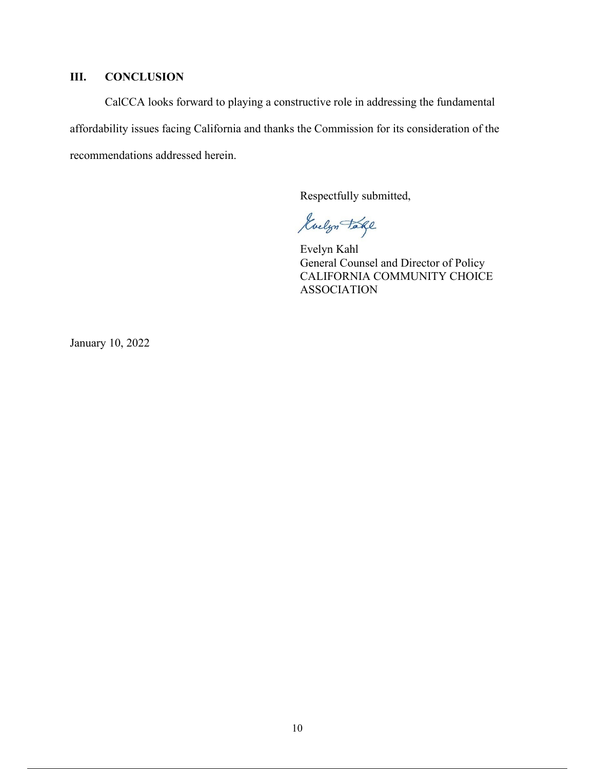## III. CONCLUSION

CalCCA looks forward to playing a constructive role in addressing the fundamental affordability issues facing California and thanks the Commission for its consideration of the recommendations addressed herein.

Respectfully submitted,

Evelyn Kahl
General Counsel and Director of Policy
CALIFORNIA COMMUNITY CHOICE ASSOCIATION

January 10, 2022